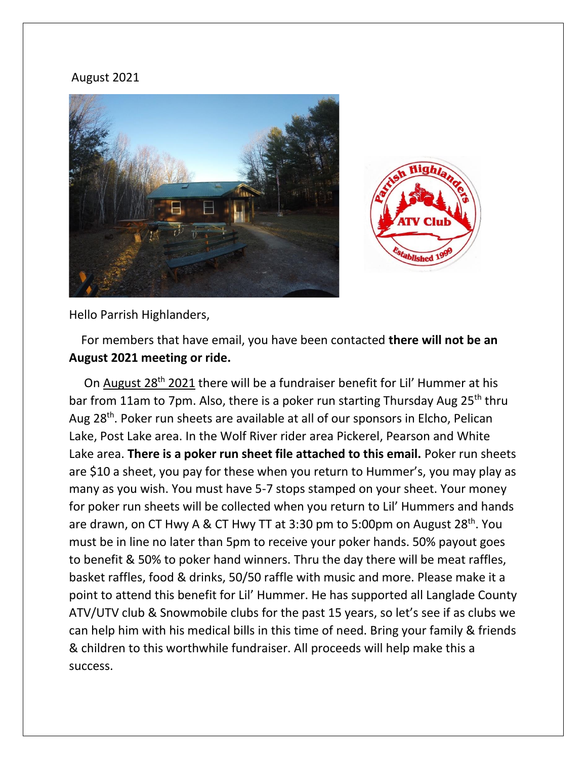August 2021

Hello Parrish Highlanders,

For members that have email, you have been contacted **there will not be an August 2021 meeting or ride.**

On August 28th 2021 there will be a fundraiser benefit for Lil' Hummer at his bar from 11am to 7pm. Also, there is a poker run starting Thursday Aug 25th thru Aug 28th. Poker run sheets are available at all of our sponsors in Elcho, Pelican Lake, Post Lake area. In the Wolf River rider area Pickerel, Pearson and White Lake area. **There is a poker run sheet file attached to this email.** Poker run sheets are $10 a sheet, you pay for these when you return to Hummer's, you may play as many as you wish. You must have 5-7 stops stamped on your sheet. Your money for poker run sheets will be collected when you return to Lil' Hummers and hands are drawn, on CT Hwy A & CT Hwy TT at 3:30 pm to 5:00pm on August 28th. You must be in line no later than 5pm to receive your poker hands. 50% payout goes to benefit & 50% to poker hand winners. Thru the day there will be meat raffles, basket raffles, food & drinks, 50/50 raffle with music and more. Please make it a point to attend this benefit for Lil' Hummer. He has supported all Langlade County ATV/UTV club & Snowmobile clubs for the past 15 years, so let's see if as clubs we can help him with his medical bills in this time of need. Bring your family & friends & children to this worthwhile fundraiser. All proceeds will help make this a success.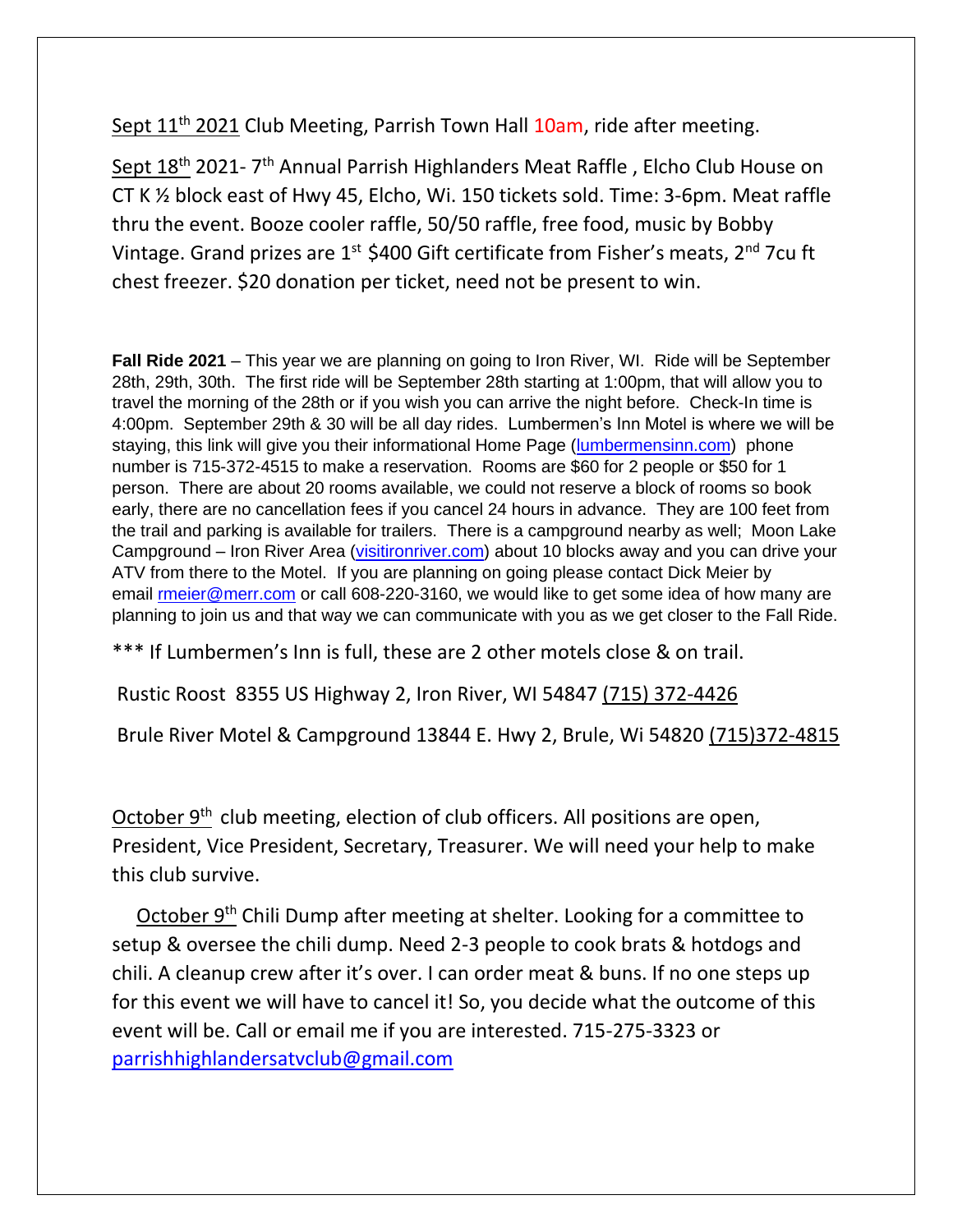Sept 11th 2021 Club Meeting, Parrish Town Hall 10am, ride after meeting.

Sept 18th 2021- 7th Annual Parrish Highlanders Meat Raffle , Elcho Club House on CT K ½ block east of Hwy 45, Elcho, Wi. 150 tickets sold. Time: 3-6pm. Meat raffle thru the event. Booze cooler raffle, 50/50 raffle, free food, music by Bobby Vintage. Grand prizes are 1st \$400 Gift certificate from Fisher's meats, 2nd 7cu ft chest freezer. \$20 donation per ticket, need not be present to win.

**Fall Ride 2021** – This year we are planning on going to Iron River, WI. Ride will be September 28th, 29th, 30th. The first ride will be September 28th starting at 1:00pm, that will allow you to travel the morning of the 28th or if you wish you can arrive the night before. Check-In time is 4:00pm. September 29th & 30 will be all day rides. Lumbermen's Inn Motel is where we will be staying, this link will give you their informational Home Page (lumbermensinn.com) phone number is 715-372-4515 to make a reservation. Rooms are \$60 for 2 people or \$50 for 1 person. There are about 20 rooms available, we could not reserve a block of rooms so book early, there are no cancellation fees if you cancel 24 hours in advance. They are 100 feet from the trail and parking is available for trailers. There is a campground nearby as well; Moon Lake Campground – Iron River Area (visitironriver.com) about 10 blocks away and you can drive your ATV from there to the Motel. If you are planning on going please contact Dick Meier by email rmeier@merr.com or call 608-220-3160, we would like to get some idea of how many are planning to join us and that way we can communicate with you as we get closer to the Fall Ride.

*** If Lumbermen's Inn is full, these are 2 other motels close & on trail.

Rustic Roost 8355 US Highway 2, Iron River, WI 54847 (715) 372-4426

Brule River Motel & Campground 13844 E. Hwy 2, Brule, Wi 54820 (715)372-4815

October 9th club meeting, election of club officers. All positions are open, President, Vice President, Secretary, Treasurer. We will need your help to make this club survive.

October 9th Chili Dump after meeting at shelter. Looking for a committee to setup & oversee the chili dump. Need 2-3 people to cook brats & hotdogs and chili. A cleanup crew after it's over. I can order meat & buns. If no one steps up for this event we will have to cancel it! So, you decide what the outcome of this event will be. Call or email me if you are interested. 715-275-3323 or parrishhighlandersatvclub@gmail.com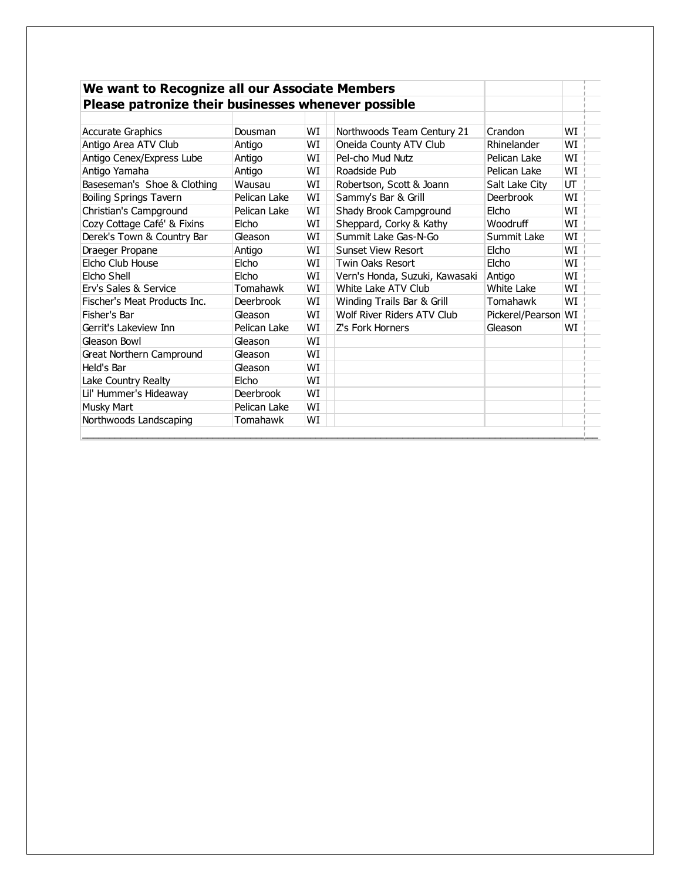**We want to Recognize all our Associate Members**
**Please patronize their businesses whenever possible**

| | | | | | |
|---|---|---|---|---|---|
| Accurate Graphics | Dousman | WI | Northwoods Team Century 21 | Crandon | WI |
| Antigo Area ATV Club | Antigo | WI | Oneida County ATV Club | Rhinelander | WI |
| Antigo Cenex/Express Lube | Antigo | WI | Pel-cho Mud Nutz | Pelican Lake | WI |
| Antigo Yamaha | Antigo | WI | Roadside Pub | Pelican Lake | WI |
| Baseseman's Shoe & Clothing | Wausau | WI | Robertson, Scott & Joann | Salt Lake City | UT |
| Boiling Springs Tavern | Pelican Lake | WI | Sammy's Bar & Grill | Deerbrook | WI |
| Christian's Campground | Pelican Lake | WI | Shady Brook Campground | Elcho | WI |
| Cozy Cottage Café' & Fixins | Elcho | WI | Sheppard, Corky & Kathy | Woodruff | WI |
| Derek's Town & Country Bar | Gleason | WI | Summit Lake Gas-N-Go | Summit Lake | WI |
| Draeger Propane | Antigo | WI | Sunset View Resort | Elcho | WI |
| Elcho Club House | Elcho | WI | Twin Oaks Resort | Elcho | WI |
| Elcho Shell | Elcho | WI | Vern's Honda, Suzuki, Kawasaki | Antigo | WI |
| Erv's Sales & Service | Tomahawk | WI | White Lake ATV Club | White Lake | WI |
| Fischer's Meat Products Inc. | Deerbrook | WI | Winding Trails Bar & Grill | Tomahawk | WI |
| Fisher's Bar | Gleason | WI | Wolf River Riders ATV Club | Pickerel/Pearson | WI |
| Gerrit's Lakeview Inn | Pelican Lake | WI | Z's Fork Horners | Gleason | WI |
| Gleason Bowl | Gleason | WI | | | |
| Great Northern Campround | Gleason | WI | | | |
| Held's Bar | Gleason | WI | | | |
| Lake Country Realty | Elcho | WI | | | |
| Lil' Hummer's Hideaway | Deerbrook | WI | | | |
| Musky Mart | Pelican Lake | WI | | | |
| Northwoods Landscaping | Tomahawk | WI | | | |